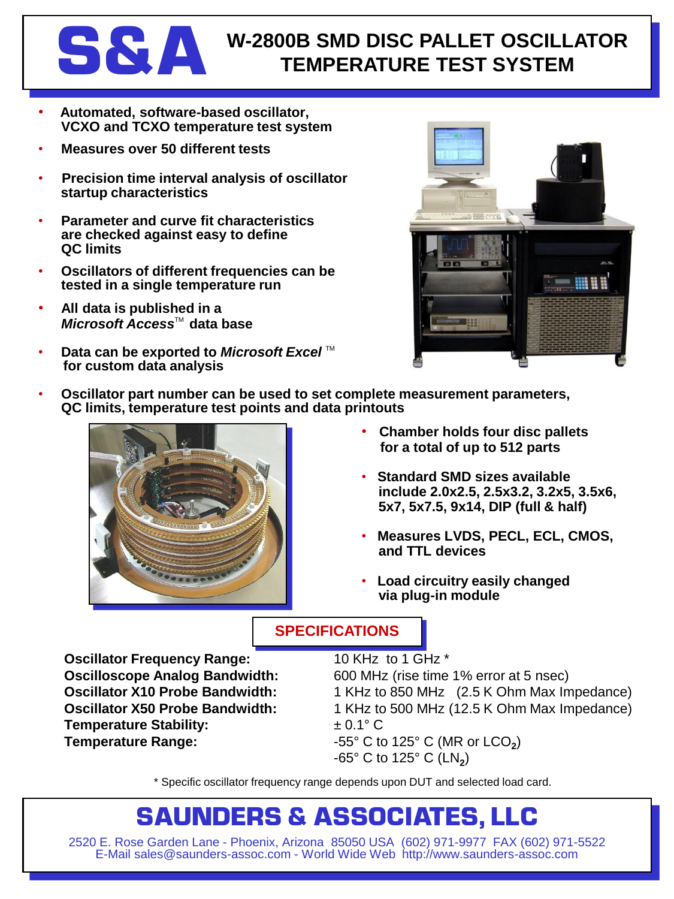# S&A

## W-2800B SMD DISC PALLET OSCILLATOR TEMPERATURE TEST SYSTEM

- **Automated, software-based oscillator, VCXO and TCXO temperature test system**
- **Measures over 50 different tests**
- **Precision time interval analysis of oscillator startup characteristics**
- **Parameter and curve fit characteristics are checked against easy to define QC limits**
- **Oscillators of different frequencies can be tested in a single temperature run**
- **All data is published in a *Microsoft Access*™ data base**
- **Data can be exported to *Microsoft Excel* ™ for custom data analysis**
- **Oscillator part number can be used to set complete measurement parameters, QC limits, temperature test points and data printouts**
- **Chamber holds four disc pallets for a total of up to 512 parts**
- **Standard SMD sizes available include 2.0x2.5, 2.5x3.2, 3.2x5, 3.5x6, 5x7, 5x7.5, 9x14, DIP (full & half)**
- **Measures LVDS, PECL, ECL, CMOS, and TTL devices**
- **Load circuitry easily changed via plug-in module**

## SPECIFICATIONS

| | |
|---|---|
| **Oscillator Frequency Range:** | 10 KHz to 1 GHz * |
| **Oscilloscope Analog Bandwidth:** | 600 MHz (rise time 1% error at 5 nsec) |
| **Oscillator X10 Probe Bandwidth:** | 1 KHz to 850 MHz (2.5 K Ohm Max Impedance) |
| **Oscillator X50 Probe Bandwidth:** | 1 KHz to 500 MHz (12.5 K Ohm Max Impedance) |
| **Temperature Stability:** | ± 0.1° C |
| **Temperature Range:** | -55° C to 125° C (MR or $LCO_2$)<br>-65° C to 125° C ($LN_2$) |

\* Specific oscillator frequency range depends upon DUT and selected load card.

## SAUNDERS & ASSOCIATES, LLC

2520 E. Rose Garden Lane - Phoenix, Arizona 85050 USA (602) 971-9977 FAX (602) 971-5522
E-Mail sales@saunders-assoc.com - World Wide Web http://www.saunders-assoc.com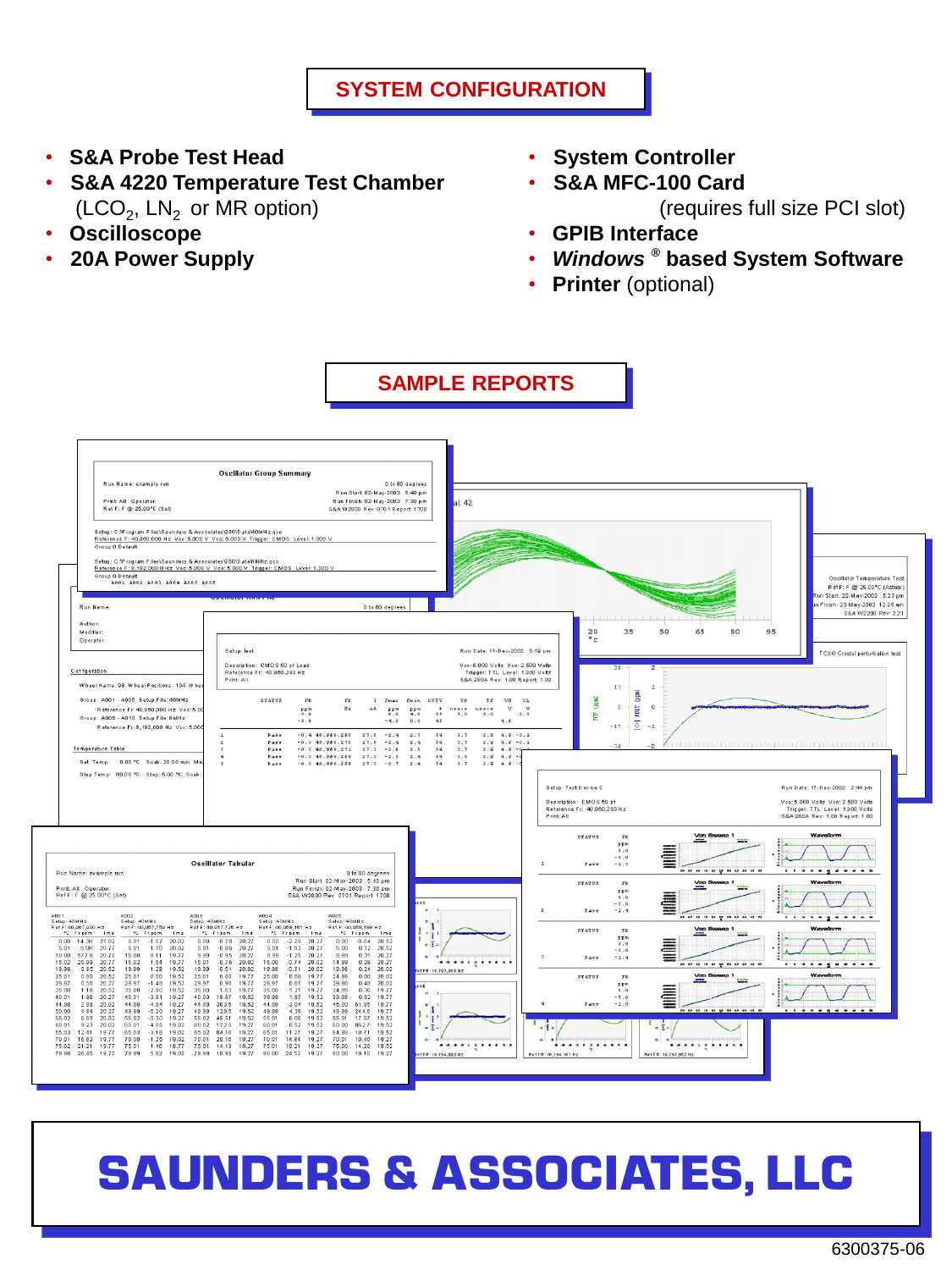## SYSTEM CONFIGURATION

- **S&A Probe Test Head**
- **S&A 4220 Temperature Test Chamber** ($LCO_2$, $LN_2$ or MR option)
- **Oscilloscope**
- **20A Power Supply**
- **System Controller**
- **S&A MFC-100 Card** (requires full size PCI slot)
- **GPIB Interface**
- ***Windows*** ® **based System Software**
- **Printer** (optional)

## SAMPLE REPORTS

# SAUNDERS & ASSOCIATES, LLC

6300375-06